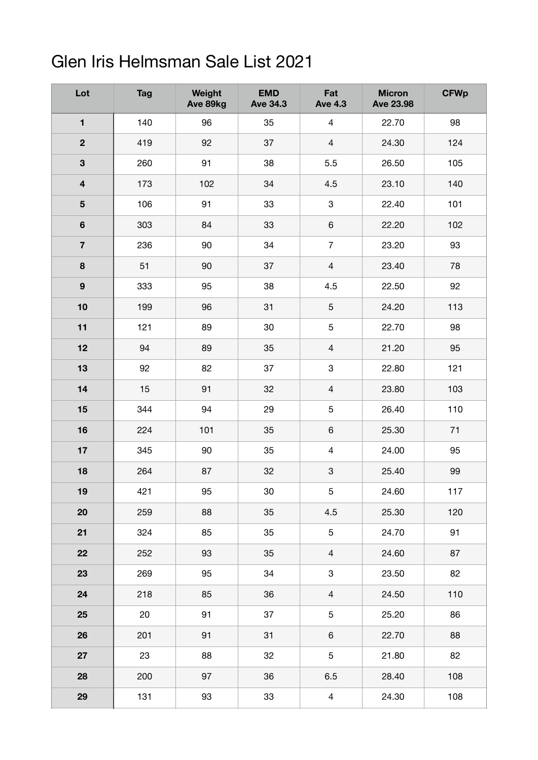# Glen Iris Helmsman Sale List 2021

| Lot | Tag | Weight Ave 89kg | EMD Ave 34.3 | Fat Ave 4.3 | Micron Ave 23.98 | CFWp |
|---|---|---|---|---|---|---|
| **1** | 140 | 96 | 35 | 4 | 22.70 | 98 |
| **2** | 419 | 92 | 37 | 4 | 24.30 | 124 |
| **3** | 260 | 91 | 38 | 5.5 | 26.50 | 105 |
| **4** | 173 | 102 | 34 | 4.5 | 23.10 | 140 |
| **5** | 106 | 91 | 33 | 3 | 22.40 | 101 |
| **6** | 303 | 84 | 33 | 6 | 22.20 | 102 |
| **7** | 236 | 90 | 34 | 7 | 23.20 | 93 |
| **8** | 51 | 90 | 37 | 4 | 23.40 | 78 |
| **9** | 333 | 95 | 38 | 4.5 | 22.50 | 92 |
| **10** | 199 | 96 | 31 | 5 | 24.20 | 113 |
| **11** | 121 | 89 | 30 | 5 | 22.70 | 98 |
| **12** | 94 | 89 | 35 | 4 | 21.20 | 95 |
| **13** | 92 | 82 | 37 | 3 | 22.80 | 121 |
| **14** | 15 | 91 | 32 | 4 | 23.80 | 103 |
| **15** | 344 | 94 | 29 | 5 | 26.40 | 110 |
| **16** | 224 | 101 | 35 | 6 | 25.30 | 71 |
| **17** | 345 | 90 | 35 | 4 | 24.00 | 95 |
| **18** | 264 | 87 | 32 | 3 | 25.40 | 99 |
| **19** | 421 | 95 | 30 | 5 | 24.60 | 117 |
| **20** | 259 | 88 | 35 | 4.5 | 25.30 | 120 |
| **21** | 324 | 85 | 35 | 5 | 24.70 | 91 |
| **22** | 252 | 93 | 35 | 4 | 24.60 | 87 |
| **23** | 269 | 95 | 34 | 3 | 23.50 | 82 |
| **24** | 218 | 85 | 36 | 4 | 24.50 | 110 |
| **25** | 20 | 91 | 37 | 5 | 25.20 | 86 |
| **26** | 201 | 91 | 31 | 6 | 22.70 | 88 |
| **27** | 23 | 88 | 32 | 5 | 21.80 | 82 |
| **28** | 200 | 97 | 36 | 6.5 | 28.40 | 108 |
| **29** | 131 | 93 | 33 | 4 | 24.30 | 108 |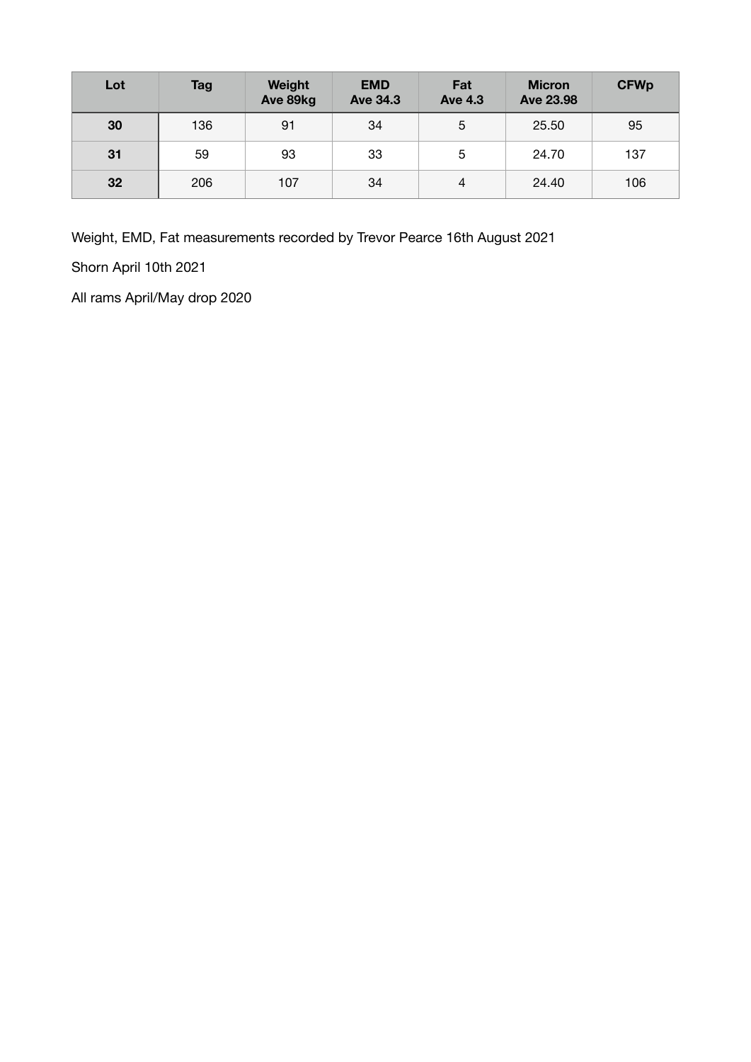| Lot | Tag | Weight Ave 89kg | EMD Ave 34.3 | Fat Ave 4.3 | Micron Ave 23.98 | CFWp |
|---|---|---|---|---|---|---|
| **30** | 136 | 91 | 34 | 5 | 25.50 | 95 |
| **31** | 59 | 93 | 33 | 5 | 24.70 | 137 |
| **32** | 206 | 107 | 34 | 4 | 24.40 | 106 |

Weight, EMD, Fat measurements recorded by Trevor Pearce 16th August 2021

Shorn April 10th 2021

All rams April/May drop 2020